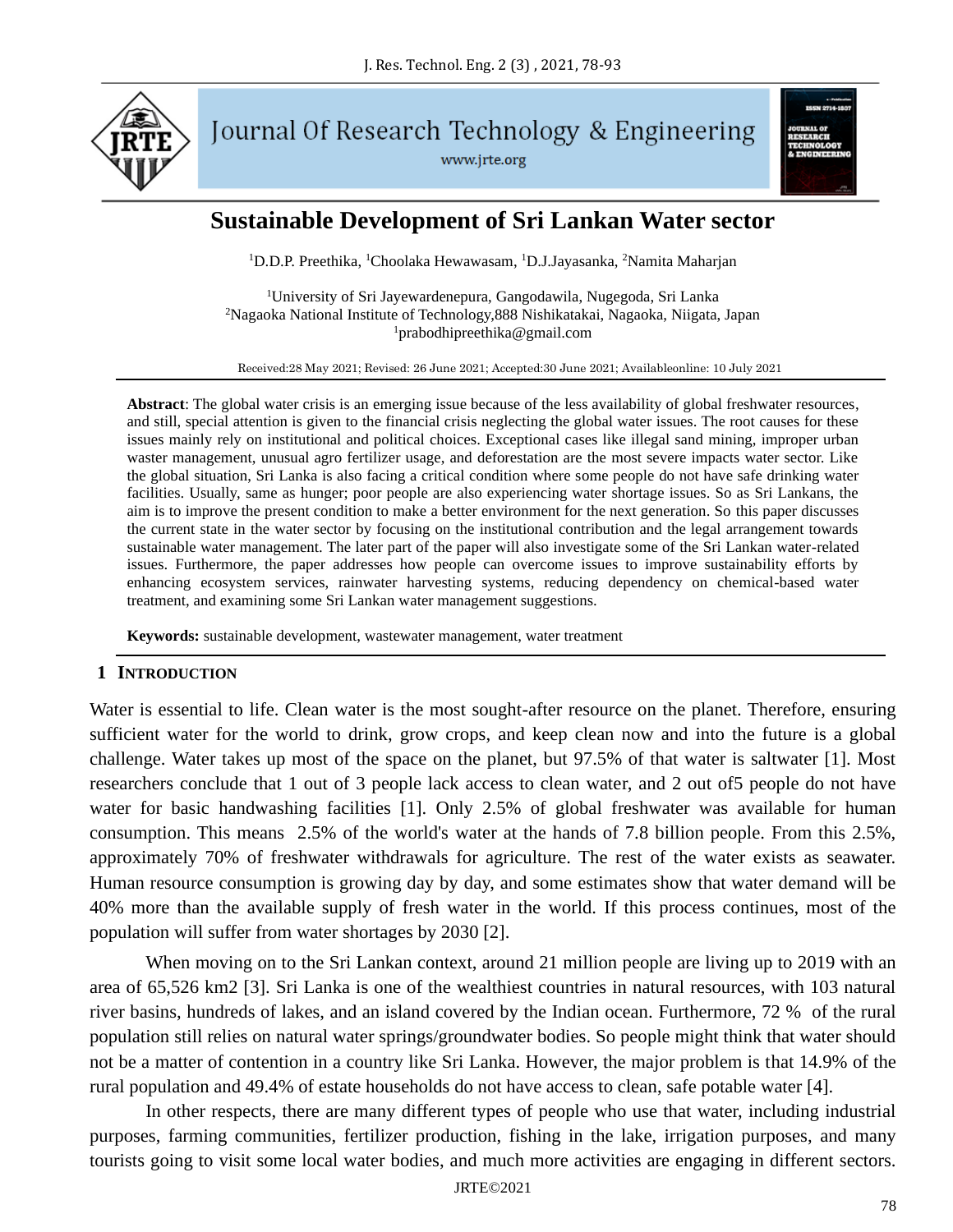# Sustainable Development of Sri Lankan Water sector

[1]D.D.P. Preethika, [1]Choolaka Hewawasam, [1]D.J.Jayasanka, [2]Namita Maharjan

[1]University of Sri Jayewardenepura, Gangodawila, Nugegoda, Sri Lanka
[2]Nagaoka National Institute of Technology,888 Nishikatakai, Nagaoka, Niigata, Japan
[1]prabodhipreethika@gmail.com

Received:28 May 2021; Revised: 26 June 2021; Accepted:30 June 2021; Availableonline: 10 July 2021

**Abstract**: The global water crisis is an emerging issue because of the less availability of global freshwater resources, and still, special attention is given to the financial crisis neglecting the global water issues. The root causes for these issues mainly rely on institutional and political choices. Exceptional cases like illegal sand mining, improper urban waster management, unusual agro fertilizer usage, and deforestation are the most severe impacts water sector. Like the global situation, Sri Lanka is also facing a critical condition where some people do not have safe drinking water facilities. Usually, same as hunger; poor people are also experiencing water shortage issues. So as Sri Lankans, the aim is to improve the present condition to make a better environment for the next generation. So this paper discusses the current state in the water sector by focusing on the institutional contribution and the legal arrangement towards sustainable water management. The later part of the paper will also investigate some of the Sri Lankan water-related issues. Furthermore, the paper addresses how people can overcome issues to improve sustainability efforts by enhancing ecosystem services, rainwater harvesting systems, reducing dependency on chemical-based water treatment, and examining some Sri Lankan water management suggestions.

**Keywords:** sustainable development, wastewater management, water treatment

## 1 Introduction

Water is essential to life. Clean water is the most sought-after resource on the planet. Therefore, ensuring sufficient water for the world to drink, grow crops, and keep clean now and into the future is a global challenge. Water takes up most of the space on the planet, but 97.5% of that water is saltwater [1]. Most researchers conclude that 1 out of 3 people lack access to clean water, and 2 out of5 people do not have water for basic handwashing facilities [1]. Only 2.5% of global freshwater was available for human consumption. This means 2.5% of the world's water at the hands of 7.8 billion people. From this 2.5%, approximately 70% of freshwater withdrawals for agriculture. The rest of the water exists as seawater. Human resource consumption is growing day by day, and some estimates show that water demand will be 40% more than the available supply of fresh water in the world. If this process continues, most of the population will suffer from water shortages by 2030 [2].

When moving on to the Sri Lankan context, around 21 million people are living up to 2019 with an area of 65,526 km2 [3]. Sri Lanka is one of the wealthiest countries in natural resources, with 103 natural river basins, hundreds of lakes, and an island covered by the Indian ocean. Furthermore, 72 % of the rural population still relies on natural water springs/groundwater bodies. So people might think that water should not be a matter of contention in a country like Sri Lanka. However, the major problem is that 14.9% of the rural population and 49.4% of estate households do not have access to clean, safe potable water [4].

In other respects, there are many different types of people who use that water, including industrial purposes, farming communities, fertilizer production, fishing in the lake, irrigation purposes, and many tourists going to visit some local water bodies, and much more activities are engaging in different sectors.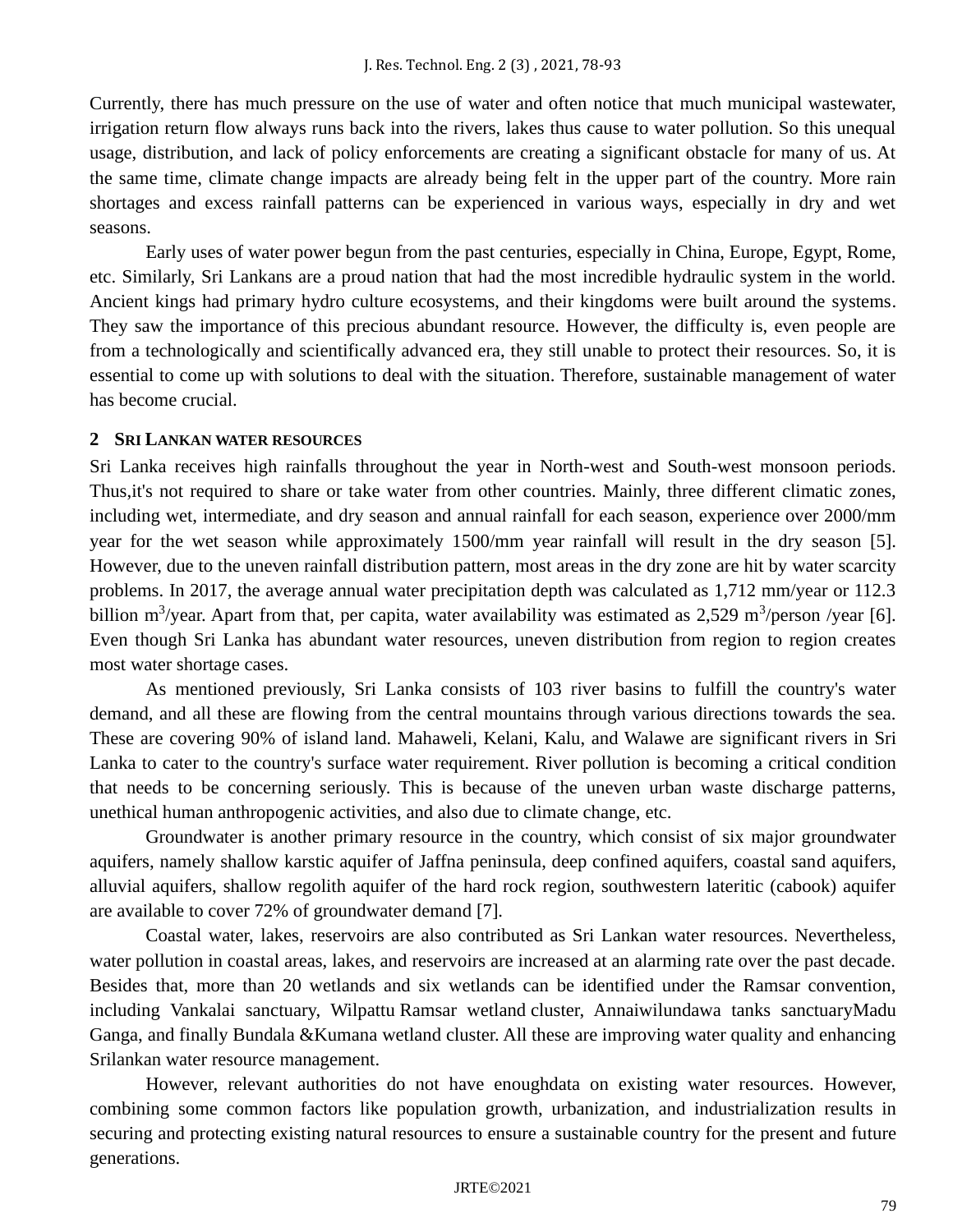Currently, there has much pressure on the use of water and often notice that much municipal wastewater, irrigation return flow always runs back into the rivers, lakes thus cause to water pollution. So this unequal usage, distribution, and lack of policy enforcements are creating a significant obstacle for many of us. At the same time, climate change impacts are already being felt in the upper part of the country. More rain shortages and excess rainfall patterns can be experienced in various ways, especially in dry and wet seasons.

Early uses of water power begun from the past centuries, especially in China, Europe, Egypt, Rome, etc. Similarly, Sri Lankans are a proud nation that had the most incredible hydraulic system in the world. Ancient kings had primary hydro culture ecosystems, and their kingdoms were built around the systems. They saw the importance of this precious abundant resource. However, the difficulty is, even people are from a technologically and scientifically advanced era, they still unable to protect their resources. So, it is essential to come up with solutions to deal with the situation. Therefore, sustainable management of water has become crucial.

## 2 SRI LANKAN WATER RESOURCES

Sri Lanka receives high rainfalls throughout the year in North-west and South-west monsoon periods. Thus,it's not required to share or take water from other countries. Mainly, three different climatic zones, including wet, intermediate, and dry season and annual rainfall for each season, experience over 2000/mm year for the wet season while approximately 1500/mm year rainfall will result in the dry season [5]. However, due to the uneven rainfall distribution pattern, most areas in the dry zone are hit by water scarcity problems. In 2017, the average annual water precipitation depth was calculated as 1,712 mm/year or 112.3 billion $m^3$/year. Apart from that, per capita, water availability was estimated as 2,529 $m^3$/person /year [6]. Even though Sri Lanka has abundant water resources, uneven distribution from region to region creates most water shortage cases.

As mentioned previously, Sri Lanka consists of 103 river basins to fulfill the country's water demand, and all these are flowing from the central mountains through various directions towards the sea. These are covering 90% of island land. Mahaweli, Kelani, Kalu, and Walawe are significant rivers in Sri Lanka to cater to the country's surface water requirement. River pollution is becoming a critical condition that needs to be concerning seriously. This is because of the uneven urban waste discharge patterns, unethical human anthropogenic activities, and also due to climate change, etc.

Groundwater is another primary resource in the country, which consist of six major groundwater aquifers, namely shallow karstic aquifer of Jaffna peninsula, deep confined aquifers, coastal sand aquifers, alluvial aquifers, shallow regolith aquifer of the hard rock region, southwestern lateritic (cabook) aquifer are available to cover 72% of groundwater demand [7].

Coastal water, lakes, reservoirs are also contributed as Sri Lankan water resources. Nevertheless, water pollution in coastal areas, lakes, and reservoirs are increased at an alarming rate over the past decade. Besides that, more than 20 wetlands and six wetlands can be identified under the Ramsar convention, including Vankalai sanctuary, Wilpattu Ramsar wetland cluster, Annaiwilundawa tanks sanctuaryMadu Ganga, and finally Bundala &Kumana wetland cluster. All these are improving water quality and enhancing Srilankan water resource management.

However, relevant authorities do not have enoughdata on existing water resources. However, combining some common factors like population growth, urbanization, and industrialization results in securing and protecting existing natural resources to ensure a sustainable country for the present and future generations.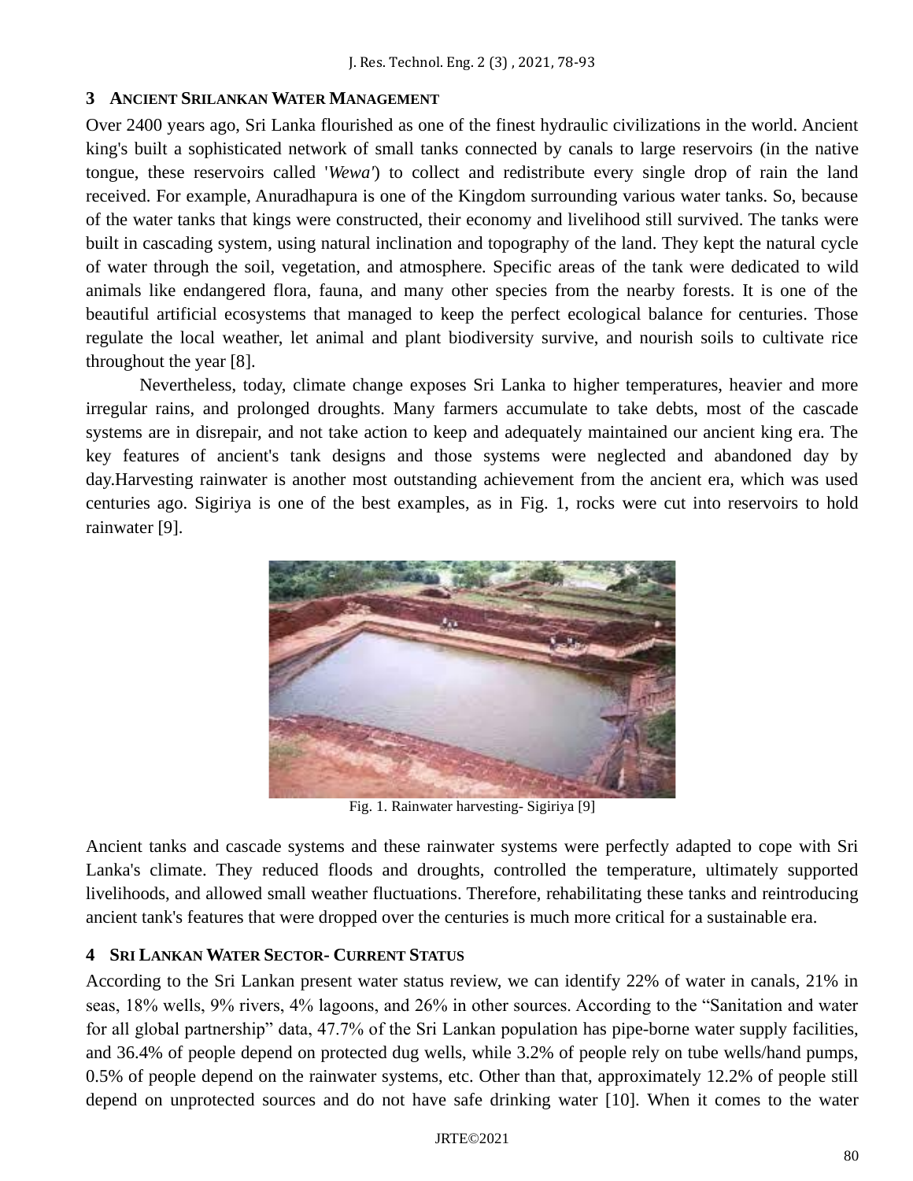## 3 Ancient Srilankan Water Management

Over 2400 years ago, Sri Lanka flourished as one of the finest hydraulic civilizations in the world. Ancient king's built a sophisticated network of small tanks connected by canals to large reservoirs (in the native tongue, these reservoirs called '*Wewa'*) to collect and redistribute every single drop of rain the land received. For example, Anuradhapura is one of the Kingdom surrounding various water tanks. So, because of the water tanks that kings were constructed, their economy and livelihood still survived. The tanks were built in cascading system, using natural inclination and topography of the land. They kept the natural cycle of water through the soil, vegetation, and atmosphere. Specific areas of the tank were dedicated to wild animals like endangered flora, fauna, and many other species from the nearby forests. It is one of the beautiful artificial ecosystems that managed to keep the perfect ecological balance for centuries. Those regulate the local weather, let animal and plant biodiversity survive, and nourish soils to cultivate rice throughout the year [8].

Nevertheless, today, climate change exposes Sri Lanka to higher temperatures, heavier and more irregular rains, and prolonged droughts. Many farmers accumulate to take debts, most of the cascade systems are in disrepair, and not take action to keep and adequately maintained our ancient king era. The key features of ancient's tank designs and those systems were neglected and abandoned day by day.Harvesting rainwater is another most outstanding achievement from the ancient era, which was used centuries ago. Sigiriya is one of the best examples, as in Fig. 1, rocks were cut into reservoirs to hold rainwater [9].

Fig. 1. Rainwater harvesting- Sigiriya [9]

Ancient tanks and cascade systems and these rainwater systems were perfectly adapted to cope with Sri Lanka's climate. They reduced floods and droughts, controlled the temperature, ultimately supported livelihoods, and allowed small weather fluctuations. Therefore, rehabilitating these tanks and reintroducing ancient tank's features that were dropped over the centuries is much more critical for a sustainable era.

## 4 Sri Lankan Water Sector- Current Status

According to the Sri Lankan present water status review, we can identify 22% of water in canals, 21% in seas, 18% wells, 9% rivers, 4% lagoons, and 26% in other sources. According to the "Sanitation and water for all global partnership" data, 47.7% of the Sri Lankan population has pipe-borne water supply facilities, and 36.4% of people depend on protected dug wells, while 3.2% of people rely on tube wells/hand pumps, 0.5% of people depend on the rainwater systems, etc. Other than that, approximately 12.2% of people still depend on unprotected sources and do not have safe drinking water [10]. When it comes to the water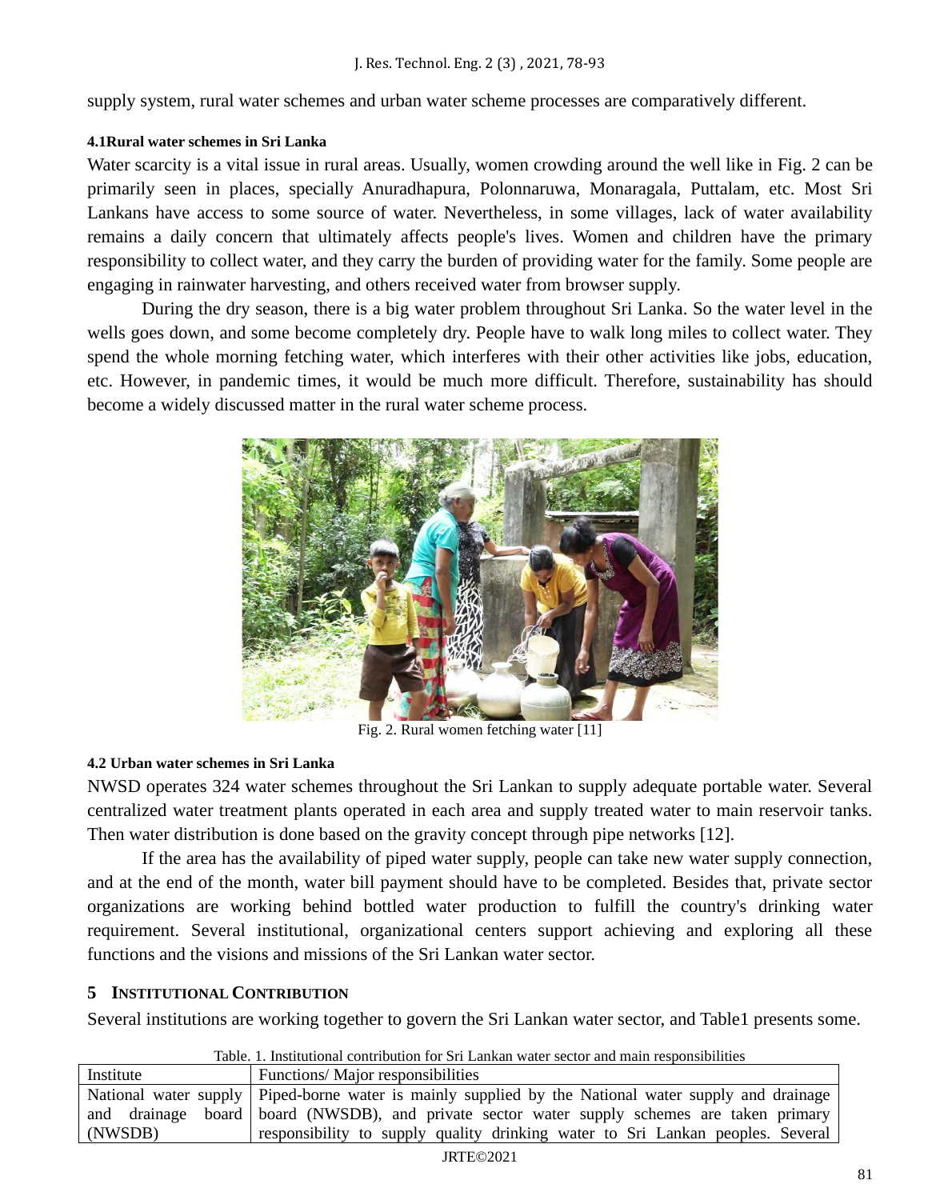supply system, rural water schemes and urban water scheme processes are comparatively different.

#### 4.1Rural water schemes in Sri Lanka

Water scarcity is a vital issue in rural areas. Usually, women crowding around the well like in Fig. 2 can be primarily seen in places, specially Anuradhapura, Polonnaruwa, Monaragala, Puttalam, etc. Most Sri Lankans have access to some source of water. Nevertheless, in some villages, lack of water availability remains a daily concern that ultimately affects people's lives. Women and children have the primary responsibility to collect water, and they carry the burden of providing water for the family. Some people are engaging in rainwater harvesting, and others received water from browser supply.

During the dry season, there is a big water problem throughout Sri Lanka. So the water level in the wells goes down, and some become completely dry. People have to walk long miles to collect water. They spend the whole morning fetching water, which interferes with their other activities like jobs, education, etc. However, in pandemic times, it would be much more difficult. Therefore, sustainability has should become a widely discussed matter in the rural water scheme process.

Fig. 2. Rural women fetching water [11]

#### 4.2 Urban water schemes in Sri Lanka

NWSD operates 324 water schemes throughout the Sri Lankan to supply adequate portable water. Several centralized water treatment plants operated in each area and supply treated water to main reservoir tanks. Then water distribution is done based on the gravity concept through pipe networks [12].

If the area has the availability of piped water supply, people can take new water supply connection, and at the end of the month, water bill payment should have to be completed. Besides that, private sector organizations are working behind bottled water production to fulfill the country's drinking water requirement. Several institutional, organizational centers support achieving and exploring all these functions and the visions and missions of the Sri Lankan water sector.

## 5 Institutional Contribution

Several institutions are working together to govern the Sri Lankan water sector, and Table1 presents some.

Table. 1. Institutional contribution for Sri Lankan water sector and main responsibilities

| Institute | Functions/ Major responsibilities |
|---|---|
| National water supply and drainage board (NWSDB) | Piped-borne water is mainly supplied by the National water supply and drainage board (NWSDB), and private sector water supply schemes are taken primary responsibility to supply quality drinking water to Sri Lankan peoples. Several |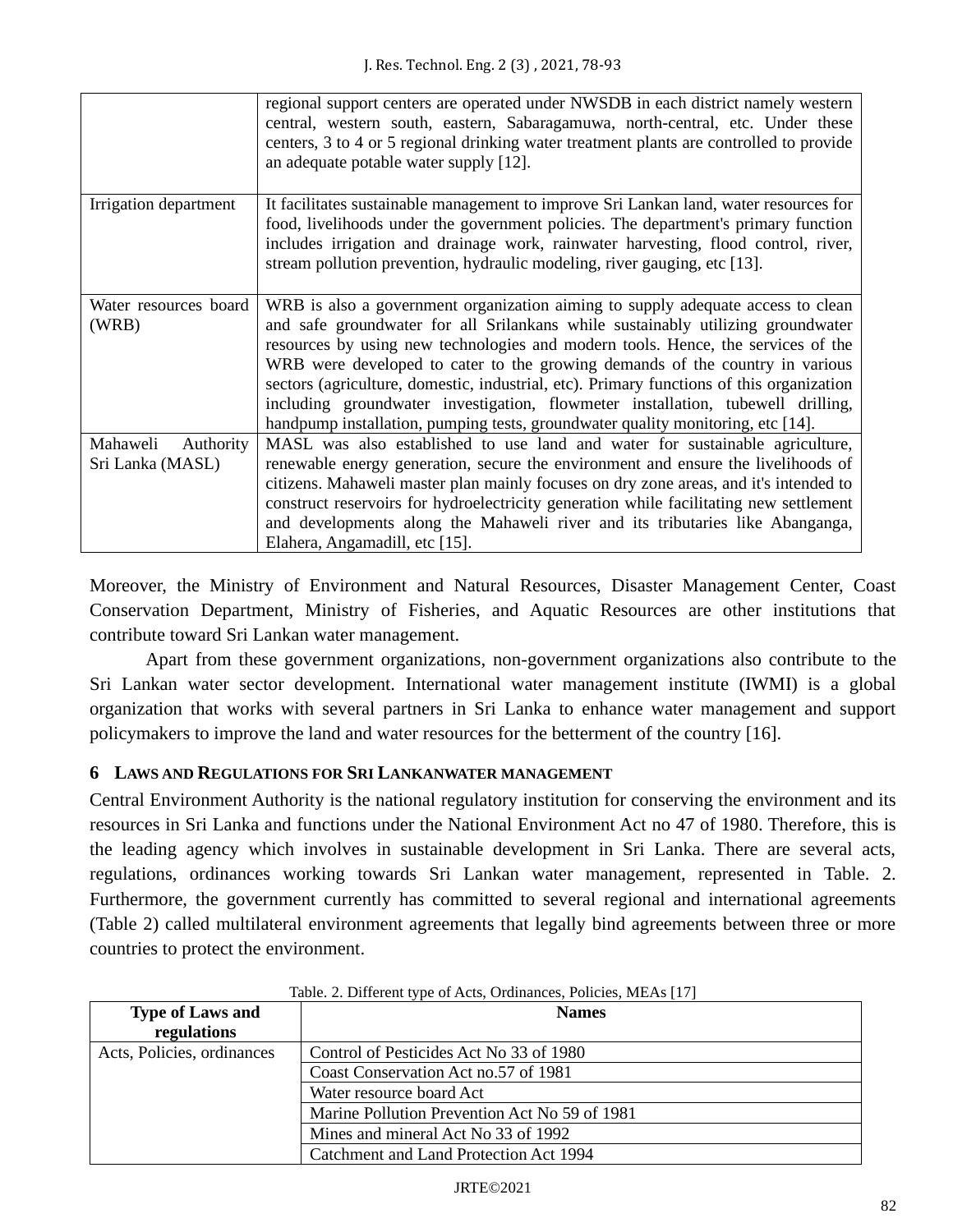| | |
|---|---|
| | regional support centers are operated under NWSDB in each district namely western central, western south, eastern, Sabaragamuwa, north-central, etc. Under these centers, 3 to 4 or 5 regional drinking water treatment plants are controlled to provide an adequate potable water supply [12]. |
| Irrigation department | It facilitates sustainable management to improve Sri Lankan land, water resources for food, livelihoods under the government policies. The department's primary function includes irrigation and drainage work, rainwater harvesting, flood control, river, stream pollution prevention, hydraulic modeling, river gauging, etc [13]. |
| Water resources board (WRB) | WRB is also a government organization aiming to supply adequate access to clean and safe groundwater for all Srilankans while sustainably utilizing groundwater resources by using new technologies and modern tools. Hence, the services of the WRB were developed to cater to the growing demands of the country in various sectors (agriculture, domestic, industrial, etc). Primary functions of this organization including groundwater investigation, flowmeter installation, tubewell drilling, handpump installation, pumping tests, groundwater quality monitoring, etc [14]. |
| Mahaweli Authority Sri Lanka (MASL) | MASL was also established to use land and water for sustainable agriculture, renewable energy generation, secure the environment and ensure the livelihoods of citizens. Mahaweli master plan mainly focuses on dry zone areas, and it's intended to construct reservoirs for hydroelectricity generation while facilitating new settlement and developments along the Mahaweli river and its tributaries like Abanganga, Elahera, Angamadill, etc [15]. |

Moreover, the Ministry of Environment and Natural Resources, Disaster Management Center, Coast Conservation Department, Ministry of Fisheries, and Aquatic Resources are other institutions that contribute toward Sri Lankan water management.

Apart from these government organizations, non-government organizations also contribute to the Sri Lankan water sector development. International water management institute (IWMI) is a global organization that works with several partners in Sri Lanka to enhance water management and support policymakers to improve the land and water resources for the betterment of the country [16].

## 6 Laws and Regulations for Sri Lankanwater management

Central Environment Authority is the national regulatory institution for conserving the environment and its resources in Sri Lanka and functions under the National Environment Act no 47 of 1980. Therefore, this is the leading agency which involves in sustainable development in Sri Lanka. There are several acts, regulations, ordinances working towards Sri Lankan water management, represented in Table. 2. Furthermore, the government currently has committed to several regional and international agreements (Table 2) called multilateral environment agreements that legally bind agreements between three or more countries to protect the environment.

Table. 2. Different type of Acts, Ordinances, Policies, MEAs [17]

| Type of Laws and regulations | Names |
|---|---|
| Acts, Policies, ordinances | Control of Pesticides Act No 33 of 1980 |
| | Coast Conservation Act no.57 of 1981 |
| | Water resource board Act |
| | Marine Pollution Prevention Act No 59 of 1981 |
| | Mines and mineral Act No 33 of 1992 |
| | Catchment and Land Protection Act 1994 |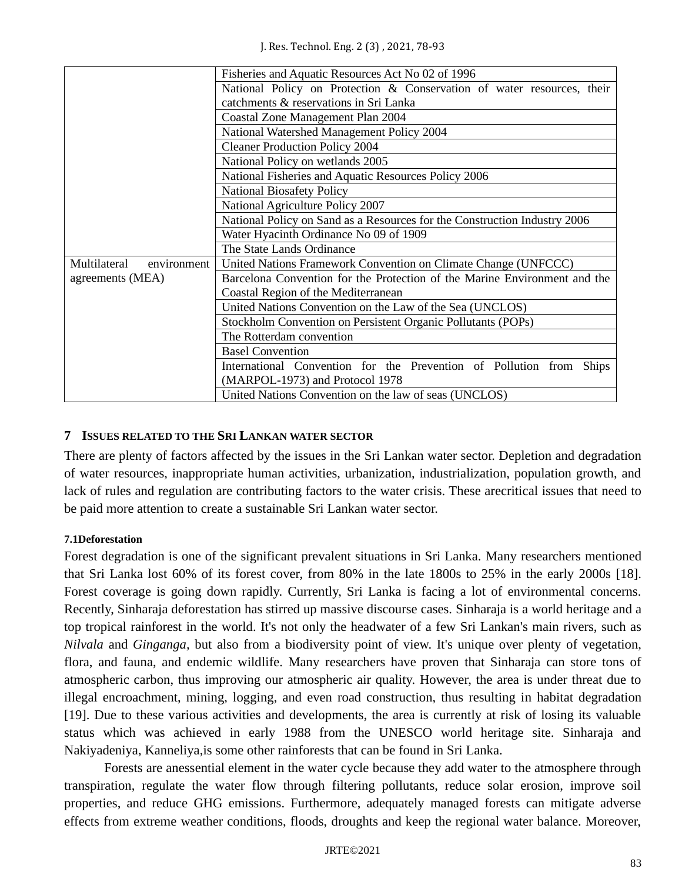|  |  |
| --- | --- |
|  | Fisheries and Aquatic Resources Act No 02 of 1996 |
|  | National Policy on Protection & Conservation of water resources, their catchments & reservations in Sri Lanka |
|  | Coastal Zone Management Plan 2004 |
|  | National Watershed Management Policy 2004 |
|  | Cleaner Production Policy 2004 |
|  | National Policy on wetlands 2005 |
|  | National Fisheries and Aquatic Resources Policy 2006 |
|  | National Biosafety Policy |
|  | National Agriculture Policy 2007 |
|  | National Policy on Sand as a Resources for the Construction Industry 2006 |
|  | Water Hyacinth Ordinance No 09 of 1909 |
|  | The State Lands Ordinance |
| Multilateral environment agreements (MEA) | United Nations Framework Convention on Climate Change (UNFCCC) |
|  | Barcelona Convention for the Protection of the Marine Environment and the Coastal Region of the Mediterranean |
|  | United Nations Convention on the Law of the Sea (UNCLOS) |
|  | Stockholm Convention on Persistent Organic Pollutants (POPs) |
|  | The Rotterdam convention |
|  | Basel Convention |
|  | International Convention for the Prevention of Pollution from Ships (MARPOL-1973) and Protocol 1978 |
|  | United Nations Convention on the law of seas (UNCLOS) |

## 7 Issues related to the Sri Lankan water sector

There are plenty of factors affected by the issues in the Sri Lankan water sector. Depletion and degradation of water resources, inappropriate human activities, urbanization, industrialization, population growth, and lack of rules and regulation are contributing factors to the water crisis. These arecritical issues that need to be paid more attention to create a sustainable Sri Lankan water sector.

### 7.1Deforestation

Forest degradation is one of the significant prevalent situations in Sri Lanka. Many researchers mentioned that Sri Lanka lost 60% of its forest cover, from 80% in the late 1800s to 25% in the early 2000s [18]. Forest coverage is going down rapidly. Currently, Sri Lanka is facing a lot of environmental concerns. Recently, Sinharaja deforestation has stirred up massive discourse cases. Sinharaja is a world heritage and a top tropical rainforest in the world. It's not only the headwater of a few Sri Lankan's main rivers, such as *Nilvala* and *Ginganga,* but also from a biodiversity point of view. It's unique over plenty of vegetation, flora, and fauna, and endemic wildlife. Many researchers have proven that Sinharaja can store tons of atmospheric carbon, thus improving our atmospheric air quality. However, the area is under threat due to illegal encroachment, mining, logging, and even road construction, thus resulting in habitat degradation [19]. Due to these various activities and developments, the area is currently at risk of losing its valuable status which was achieved in early 1988 from the UNESCO world heritage site. Sinharaja and Nakiyadeniya, Kanneliya,is some other rainforests that can be found in Sri Lanka.

Forests are anessential element in the water cycle because they add water to the atmosphere through transpiration, regulate the water flow through filtering pollutants, reduce solar erosion, improve soil properties, and reduce GHG emissions. Furthermore, adequately managed forests can mitigate adverse effects from extreme weather conditions, floods, droughts and keep the regional water balance. Moreover,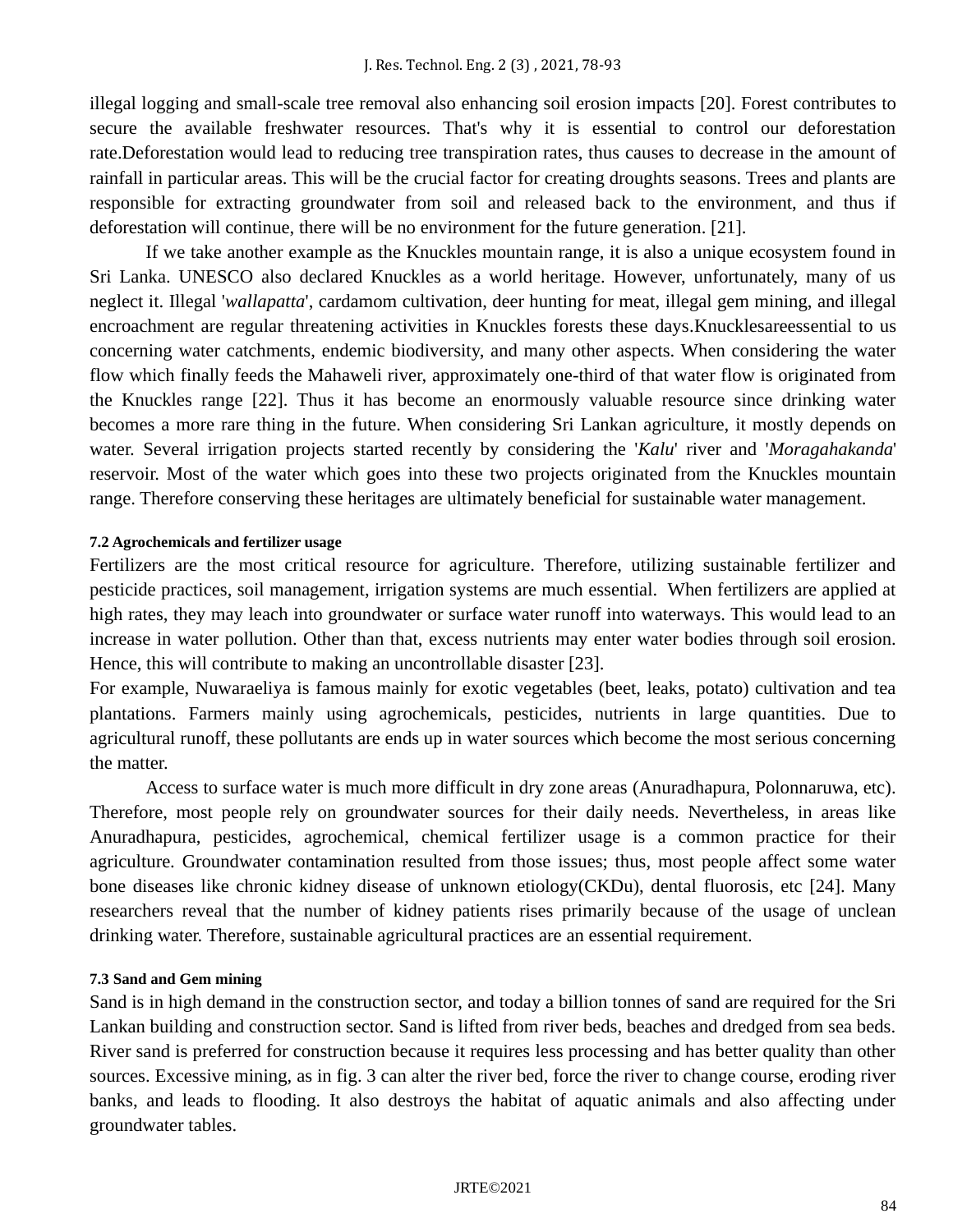illegal logging and small-scale tree removal also enhancing soil erosion impacts [20]. Forest contributes to secure the available freshwater resources. That's why it is essential to control our deforestation rate.Deforestation would lead to reducing tree transpiration rates, thus causes to decrease in the amount of rainfall in particular areas. This will be the crucial factor for creating droughts seasons. Trees and plants are responsible for extracting groundwater from soil and released back to the environment, and thus if deforestation will continue, there will be no environment for the future generation. [21].

If we take another example as the Knuckles mountain range, it is also a unique ecosystem found in Sri Lanka. UNESCO also declared Knuckles as a world heritage. However, unfortunately, many of us neglect it. Illegal '*wallapatta*', cardamom cultivation, deer hunting for meat, illegal gem mining, and illegal encroachment are regular threatening activities in Knuckles forests these days.Knucklesareessential to us concerning water catchments, endemic biodiversity, and many other aspects. When considering the water flow which finally feeds the Mahaweli river, approximately one-third of that water flow is originated from the Knuckles range [22]. Thus it has become an enormously valuable resource since drinking water becomes a more rare thing in the future. When considering Sri Lankan agriculture, it mostly depends on water. Several irrigation projects started recently by considering the '*Kalu*' river and '*Moragahakanda*' reservoir. Most of the water which goes into these two projects originated from the Knuckles mountain range. Therefore conserving these heritages are ultimately beneficial for sustainable water management.

#### 7.2 Agrochemicals and fertilizer usage

Fertilizers are the most critical resource for agriculture. Therefore, utilizing sustainable fertilizer and pesticide practices, soil management, irrigation systems are much essential. When fertilizers are applied at high rates, they may leach into groundwater or surface water runoff into waterways. This would lead to an increase in water pollution. Other than that, excess nutrients may enter water bodies through soil erosion. Hence, this will contribute to making an uncontrollable disaster [23].

For example, Nuwaraeliya is famous mainly for exotic vegetables (beet, leaks, potato) cultivation and tea plantations. Farmers mainly using agrochemicals, pesticides, nutrients in large quantities. Due to agricultural runoff, these pollutants are ends up in water sources which become the most serious concerning the matter.

Access to surface water is much more difficult in dry zone areas (Anuradhapura, Polonnaruwa, etc). Therefore, most people rely on groundwater sources for their daily needs. Nevertheless, in areas like Anuradhapura, pesticides, agrochemical, chemical fertilizer usage is a common practice for their agriculture. Groundwater contamination resulted from those issues; thus, most people affect some water bone diseases like chronic kidney disease of unknown etiology(CKDu), dental fluorosis, etc [24]. Many researchers reveal that the number of kidney patients rises primarily because of the usage of unclean drinking water. Therefore, sustainable agricultural practices are an essential requirement.

#### 7.3 Sand and Gem mining

Sand is in high demand in the construction sector, and today a billion tonnes of sand are required for the Sri Lankan building and construction sector. Sand is lifted from river beds, beaches and dredged from sea beds. River sand is preferred for construction because it requires less processing and has better quality than other sources. Excessive mining, as in fig. 3 can alter the river bed, force the river to change course, eroding river banks, and leads to flooding. It also destroys the habitat of aquatic animals and also affecting under groundwater tables.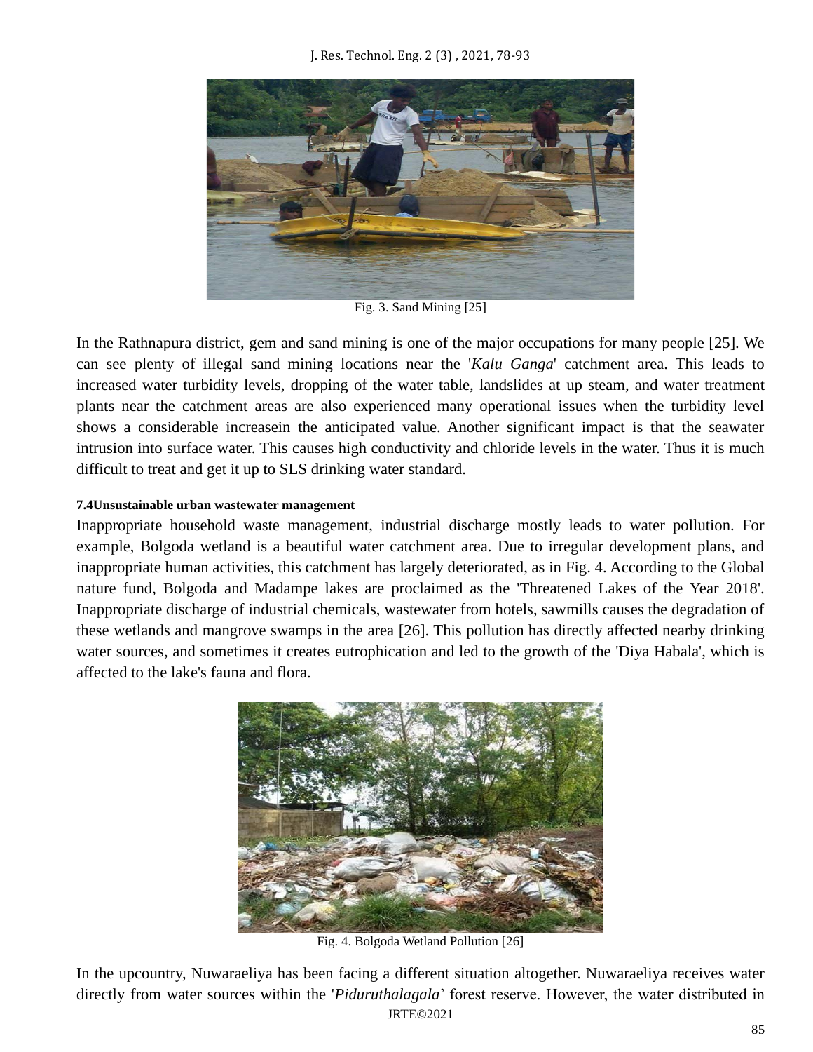Fig. 3. Sand Mining [25]

In the Rathnapura district, gem and sand mining is one of the major occupations for many people [25]. We can see plenty of illegal sand mining locations near the '*Kalu Ganga*' catchment area. This leads to increased water turbidity levels, dropping of the water table, landslides at up steam, and water treatment plants near the catchment areas are also experienced many operational issues when the turbidity level shows a considerable increasein the anticipated value. Another significant impact is that the seawater intrusion into surface water. This causes high conductivity and chloride levels in the water. Thus it is much difficult to treat and get it up to SLS drinking water standard.

#### 7.4Unsustainable urban wastewater management

Inappropriate household waste management, industrial discharge mostly leads to water pollution. For example, Bolgoda wetland is a beautiful water catchment area. Due to irregular development plans, and inappropriate human activities, this catchment has largely deteriorated, as in Fig. 4. According to the Global nature fund, Bolgoda and Madampe lakes are proclaimed as the 'Threatened Lakes of the Year 2018'. Inappropriate discharge of industrial chemicals, wastewater from hotels, sawmills causes the degradation of these wetlands and mangrove swamps in the area [26]. This pollution has directly affected nearby drinking water sources, and sometimes it creates eutrophication and led to the growth of the 'Diya Habala', which is affected to the lake's fauna and flora.

Fig. 4. Bolgoda Wetland Pollution [26]

In the upcountry, Nuwaraeliya has been facing a different situation altogether. Nuwaraeliya receives water directly from water sources within the '*Piduruthalagala*' forest reserve. However, the water distributed in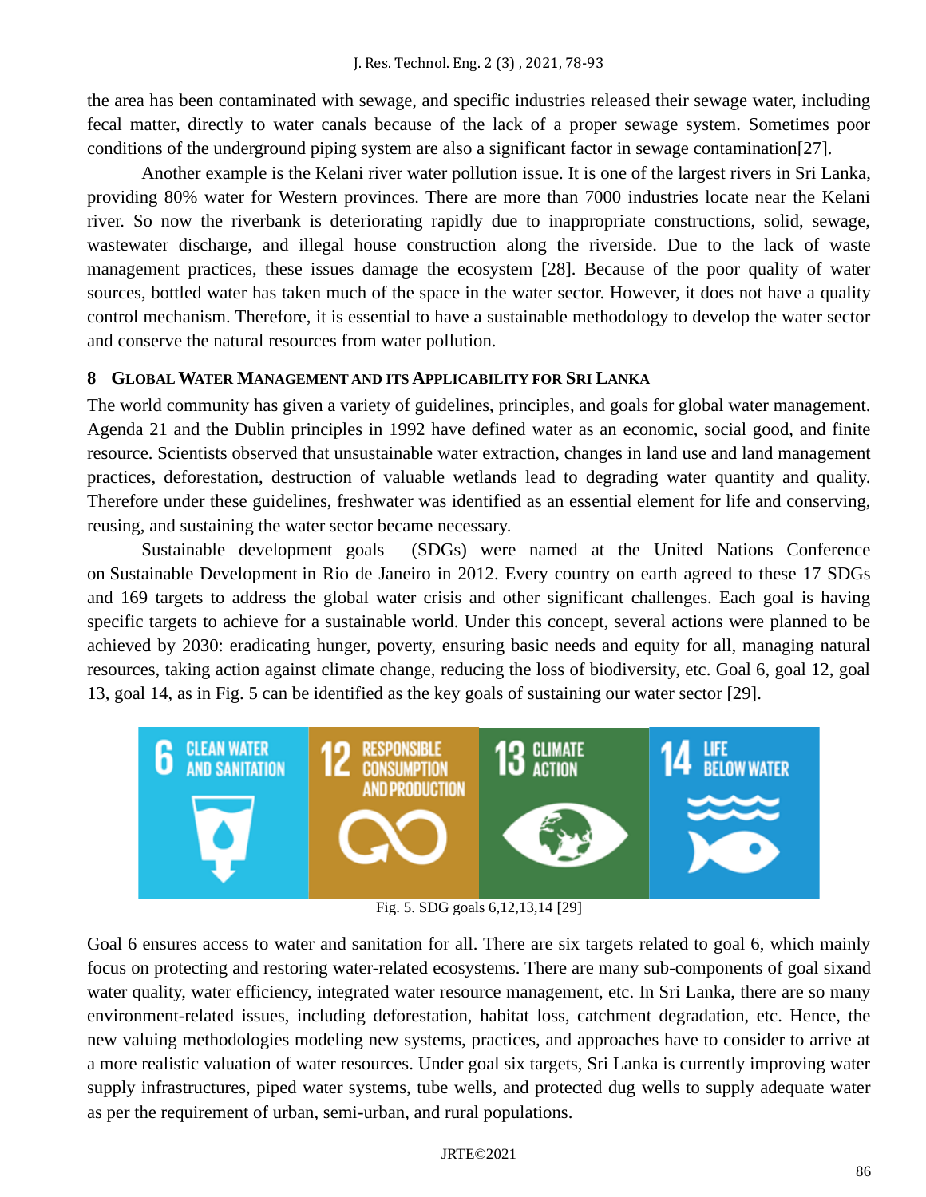the area has been contaminated with sewage, and specific industries released their sewage water, including fecal matter, directly to water canals because of the lack of a proper sewage system. Sometimes poor conditions of the underground piping system are also a significant factor in sewage contamination[27].

Another example is the Kelani river water pollution issue. It is one of the largest rivers in Sri Lanka, providing 80% water for Western provinces. There are more than 7000 industries locate near the Kelani river. So now the riverbank is deteriorating rapidly due to inappropriate constructions, solid, sewage, wastewater discharge, and illegal house construction along the riverside. Due to the lack of waste management practices, these issues damage the ecosystem [28]. Because of the poor quality of water sources, bottled water has taken much of the space in the water sector. However, it does not have a quality control mechanism. Therefore, it is essential to have a sustainable methodology to develop the water sector and conserve the natural resources from water pollution.

## 8 Global Water Management and its Applicability for Sri Lanka

The world community has given a variety of guidelines, principles, and goals for global water management. Agenda 21 and the Dublin principles in 1992 have defined water as an economic, social good, and finite resource. Scientists observed that unsustainable water extraction, changes in land use and land management practices, deforestation, destruction of valuable wetlands lead to degrading water quantity and quality. Therefore under these guidelines, freshwater was identified as an essential element for life and conserving, reusing, and sustaining the water sector became necessary.

Sustainable development goals (SDGs) were named at the United Nations Conference on Sustainable Development in Rio de Janeiro in 2012. Every country on earth agreed to these 17 SDGs and 169 targets to address the global water crisis and other significant challenges. Each goal is having specific targets to achieve for a sustainable world. Under this concept, several actions were planned to be achieved by 2030: eradicating hunger, poverty, ensuring basic needs and equity for all, managing natural resources, taking action against climate change, reducing the loss of biodiversity, etc. Goal 6, goal 12, goal 13, goal 14, as in Fig. 5 can be identified as the key goals of sustaining our water sector [29].

Fig. 5. SDG goals 6,12,13,14 [29]

Goal 6 ensures access to water and sanitation for all. There are six targets related to goal 6, which mainly focus on protecting and restoring water-related ecosystems. There are many sub-components of goal sixand water quality, water efficiency, integrated water resource management, etc. In Sri Lanka, there are so many environment-related issues, including deforestation, habitat loss, catchment degradation, etc. Hence, the new valuing methodologies modeling new systems, practices, and approaches have to consider to arrive at a more realistic valuation of water resources. Under goal six targets, Sri Lanka is currently improving water supply infrastructures, piped water systems, tube wells, and protected dug wells to supply adequate water as per the requirement of urban, semi-urban, and rural populations.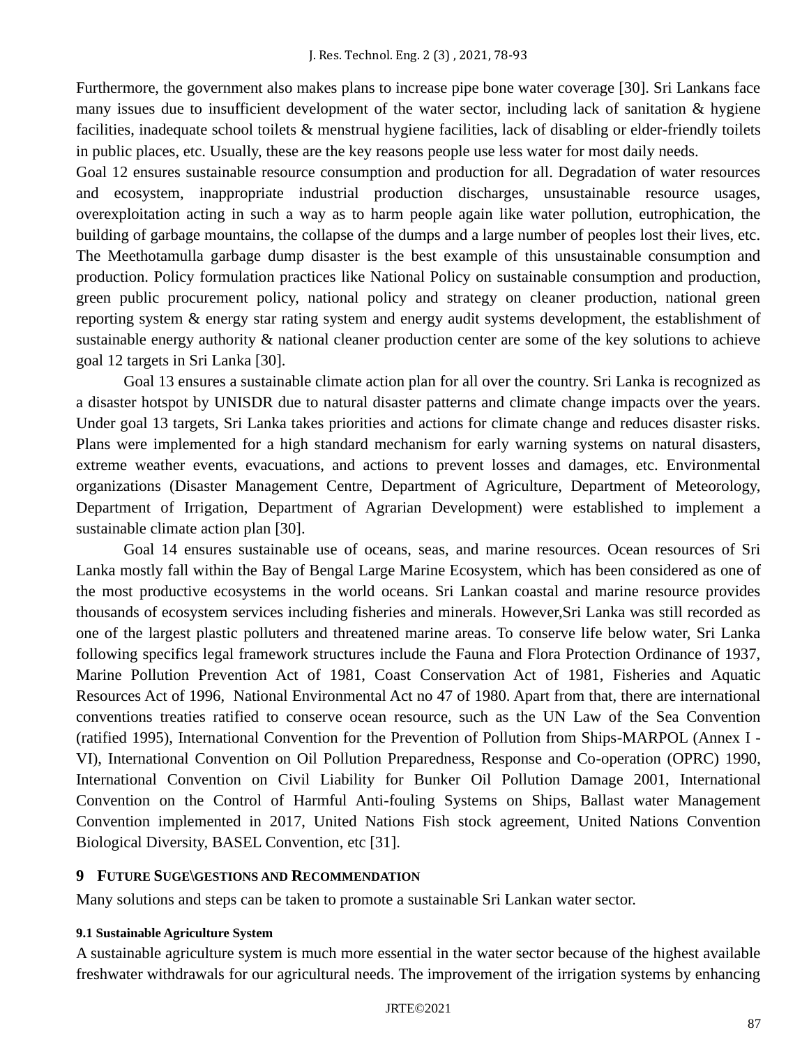Furthermore, the government also makes plans to increase pipe bone water coverage [30]. Sri Lankans face many issues due to insufficient development of the water sector, including lack of sanitation & hygiene facilities, inadequate school toilets & menstrual hygiene facilities, lack of disabling or elder-friendly toilets in public places, etc. Usually, these are the key reasons people use less water for most daily needs.

Goal 12 ensures sustainable resource consumption and production for all. Degradation of water resources and ecosystem, inappropriate industrial production discharges, unsustainable resource usages, overexploitation acting in such a way as to harm people again like water pollution, eutrophication, the building of garbage mountains, the collapse of the dumps and a large number of peoples lost their lives, etc. The Meethotamulla garbage dump disaster is the best example of this unsustainable consumption and production. Policy formulation practices like National Policy on sustainable consumption and production, green public procurement policy, national policy and strategy on cleaner production, national green reporting system & energy star rating system and energy audit systems development, the establishment of sustainable energy authority & national cleaner production center are some of the key solutions to achieve goal 12 targets in Sri Lanka [30].

Goal 13 ensures a sustainable climate action plan for all over the country. Sri Lanka is recognized as a disaster hotspot by UNISDR due to natural disaster patterns and climate change impacts over the years. Under goal 13 targets, Sri Lanka takes priorities and actions for climate change and reduces disaster risks. Plans were implemented for a high standard mechanism for early warning systems on natural disasters, extreme weather events, evacuations, and actions to prevent losses and damages, etc. Environmental organizations (Disaster Management Centre, Department of Agriculture, Department of Meteorology, Department of Irrigation, Department of Agrarian Development) were established to implement a sustainable climate action plan [30].

Goal 14 ensures sustainable use of oceans, seas, and marine resources. Ocean resources of Sri Lanka mostly fall within the Bay of Bengal Large Marine Ecosystem, which has been considered as one of the most productive ecosystems in the world oceans. Sri Lankan coastal and marine resource provides thousands of ecosystem services including fisheries and minerals. However,Sri Lanka was still recorded as one of the largest plastic polluters and threatened marine areas. To conserve life below water, Sri Lanka following specifics legal framework structures include the Fauna and Flora Protection Ordinance of 1937, Marine Pollution Prevention Act of 1981, Coast Conservation Act of 1981, Fisheries and Aquatic Resources Act of 1996, National Environmental Act no 47 of 1980. Apart from that, there are international conventions treaties ratified to conserve ocean resource, such as the UN Law of the Sea Convention (ratified 1995), International Convention for the Prevention of Pollution from Ships-MARPOL (Annex I - VI), International Convention on Oil Pollution Preparedness, Response and Co-operation (OPRC) 1990, International Convention on Civil Liability for Bunker Oil Pollution Damage 2001, International Convention on the Control of Harmful Anti-fouling Systems on Ships, Ballast water Management Convention implemented in 2017, United Nations Fish stock agreement, United Nations Convention Biological Diversity, BASEL Convention, etc [31].

## 9 FUTURE SUGE\GESTIONS AND RECOMMENDATION

Many solutions and steps can be taken to promote a sustainable Sri Lankan water sector.

### 9.1 Sustainable Agriculture System

A sustainable agriculture system is much more essential in the water sector because of the highest available freshwater withdrawals for our agricultural needs. The improvement of the irrigation systems by enhancing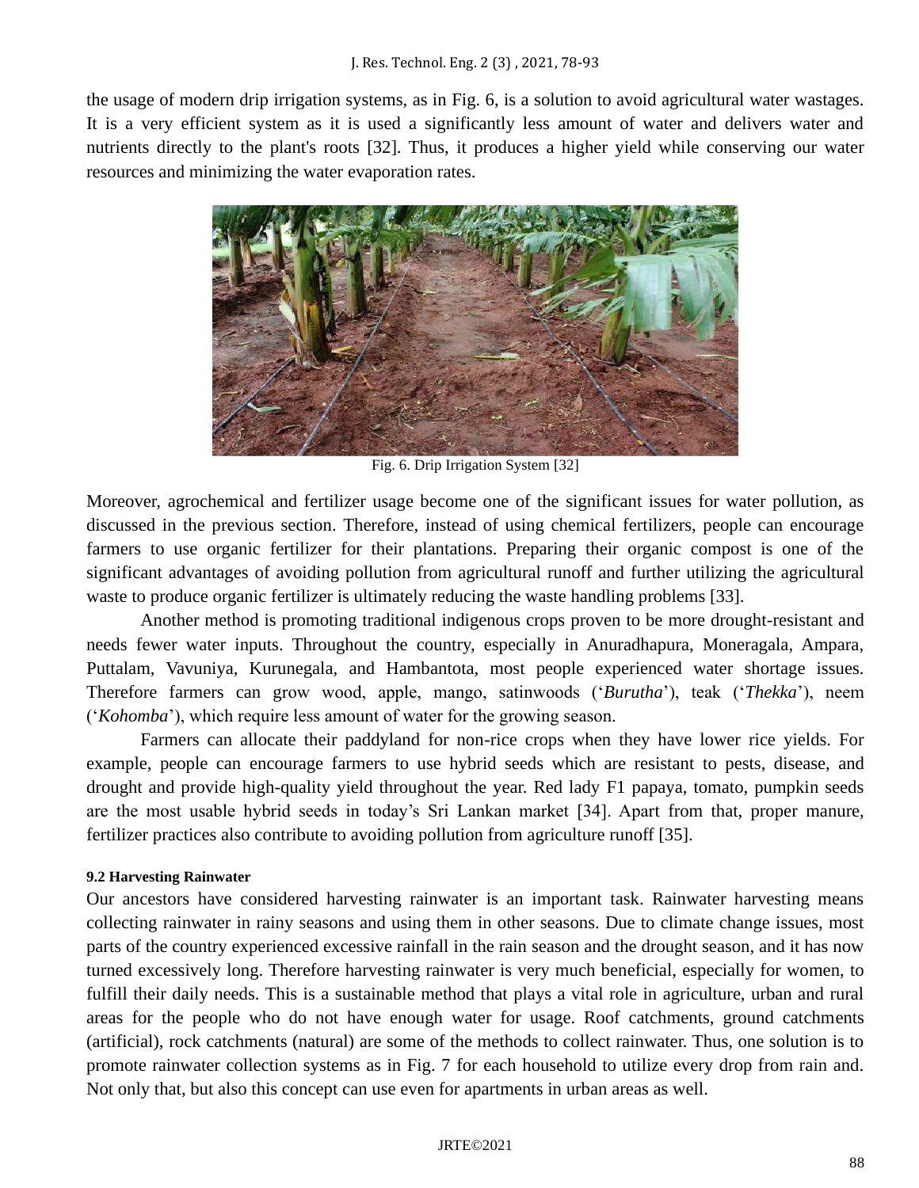the usage of modern drip irrigation systems, as in Fig. 6, is a solution to avoid agricultural water wastages. It is a very efficient system as it is used a significantly less amount of water and delivers water and nutrients directly to the plant's roots [32]. Thus, it produces a higher yield while conserving our water resources and minimizing the water evaporation rates.

Fig. 6. Drip Irrigation System [32]

Moreover, agrochemical and fertilizer usage become one of the significant issues for water pollution, as discussed in the previous section. Therefore, instead of using chemical fertilizers, people can encourage farmers to use organic fertilizer for their plantations. Preparing their organic compost is one of the significant advantages of avoiding pollution from agricultural runoff and further utilizing the agricultural waste to produce organic fertilizer is ultimately reducing the waste handling problems [33].

Another method is promoting traditional indigenous crops proven to be more drought-resistant and needs fewer water inputs. Throughout the country, especially in Anuradhapura, Moneragala, Ampara, Puttalam, Vavuniya, Kurunegala, and Hambantota, most people experienced water shortage issues. Therefore farmers can grow wood, apple, mango, satinwoods (‘*Burutha*’), teak (‘*Thekka*’), neem (‘*Kohomba*’), which require less amount of water for the growing season.

Farmers can allocate their paddyland for non-rice crops when they have lower rice yields. For example, people can encourage farmers to use hybrid seeds which are resistant to pests, disease, and drought and provide high-quality yield throughout the year. Red lady F1 papaya, tomato, pumpkin seeds are the most usable hybrid seeds in today’s Sri Lankan market [34]. Apart from that, proper manure, fertilizer practices also contribute to avoiding pollution from agriculture runoff [35].

#### 9.2 Harvesting Rainwater

Our ancestors have considered harvesting rainwater is an important task. Rainwater harvesting means collecting rainwater in rainy seasons and using them in other seasons. Due to climate change issues, most parts of the country experienced excessive rainfall in the rain season and the drought season, and it has now turned excessively long. Therefore harvesting rainwater is very much beneficial, especially for women, to fulfill their daily needs. This is a sustainable method that plays a vital role in agriculture, urban and rural areas for the people who do not have enough water for usage. Roof catchments, ground catchments (artificial), rock catchments (natural) are some of the methods to collect rainwater. Thus, one solution is to promote rainwater collection systems as in Fig. 7 for each household to utilize every drop from rain and. Not only that, but also this concept can use even for apartments in urban areas as well.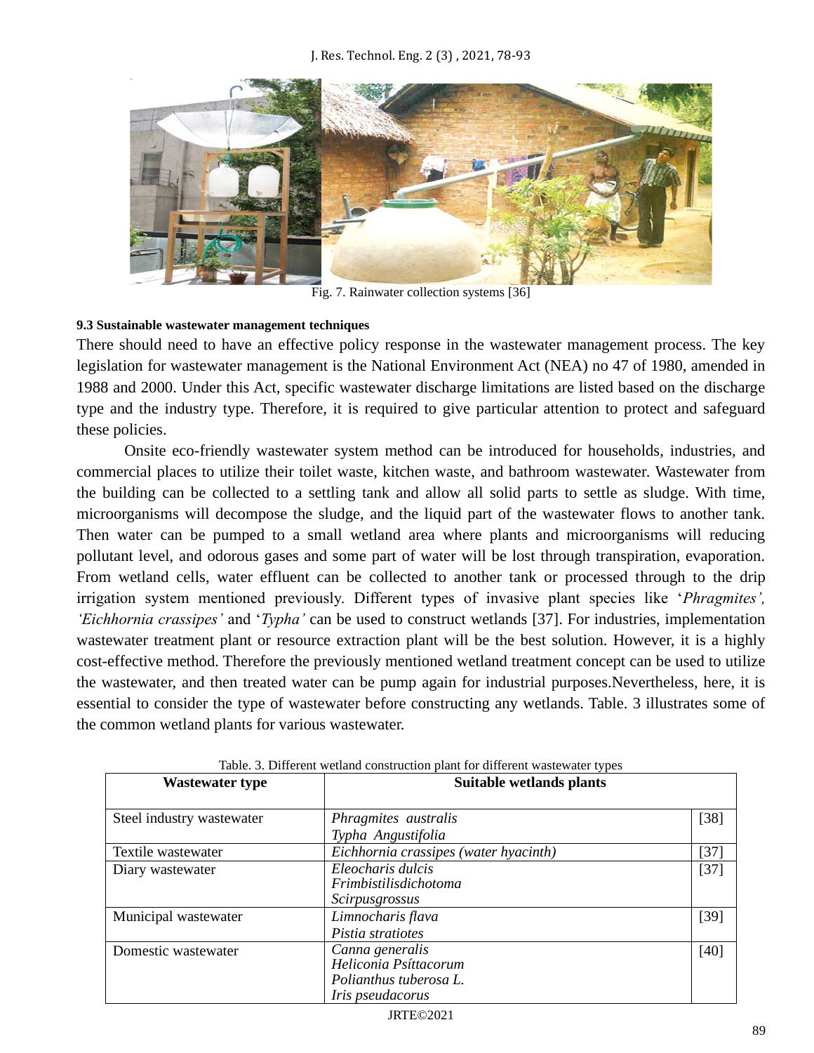Fig. 7. Rainwater collection systems [36]

### 9.3 Sustainable wastewater management techniques

There should need to have an effective policy response in the wastewater management process. The key legislation for wastewater management is the National Environment Act (NEA) no 47 of 1980, amended in 1988 and 2000. Under this Act, specific wastewater discharge limitations are listed based on the discharge type and the industry type. Therefore, it is required to give particular attention to protect and safeguard these policies.

Onsite eco-friendly wastewater system method can be introduced for households, industries, and commercial places to utilize their toilet waste, kitchen waste, and bathroom wastewater. Wastewater from the building can be collected to a settling tank and allow all solid parts to settle as sludge. With time, microorganisms will decompose the sludge, and the liquid part of the wastewater flows to another tank. Then water can be pumped to a small wetland area where plants and microorganisms will reducing pollutant level, and odorous gases and some part of water will be lost through transpiration, evaporation. From wetland cells, water effluent can be collected to another tank or processed through to the drip irrigation system mentioned previously. Different types of invasive plant species like '*Phragmites', 'Eichhornia crassipes'* and '*Typha'* can be used to construct wetlands [37]. For industries, implementation wastewater treatment plant or resource extraction plant will be the best solution. However, it is a highly cost-effective method. Therefore the previously mentioned wetland treatment concept can be used to utilize the wastewater, and then treated water can be pump again for industrial purposes.Nevertheless, here, it is essential to consider the type of wastewater before constructing any wetlands. Table. 3 illustrates some of the common wetland plants for various wastewater.

Table. 3. Different wetland construction plant for different wastewater types

| Wastewater type | Suitable wetlands plants | |
|---|---|---|
| Steel industry wastewater | *Phragmites australis*<br>*Typha Angustifolia* | [38] |
| Textile wastewater | *Eichhornia crassipes (water hyacinth)* | [37] |
| Diary wastewater | *Eleocharis dulcis*<br>*Frimbistilisdichotoma*<br>*Scirpusgrossus* | [37] |
| Municipal wastewater | *Limnocharis flava*<br>*Pistia stratiotes* | [39] |
| Domestic wastewater | *Canna generalis*<br>*Heliconia Psíttacorum*<br>*Polianthus tuberosa L.*<br>*Iris pseudacorus* | [40] |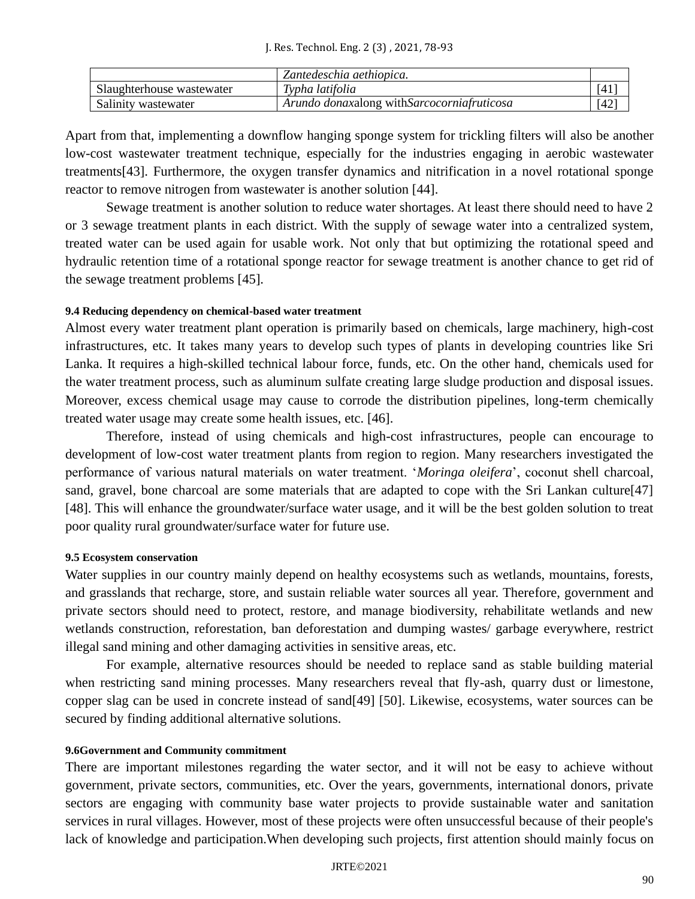| | *Zantedeschia aethiopica.* | |
|---|---|---|
| Slaughterhouse wastewater | *Typha latifolia* | [41] |
| Salinity wastewater | *Arundo donax*along with*Sarcocorniafruticosa* | [42] |

Apart from that, implementing a downflow hanging sponge system for trickling filters will also be another low-cost wastewater treatment technique, especially for the industries engaging in aerobic wastewater treatments[43]. Furthermore, the oxygen transfer dynamics and nitrification in a novel rotational sponge reactor to remove nitrogen from wastewater is another solution [44].

Sewage treatment is another solution to reduce water shortages. At least there should need to have 2 or 3 sewage treatment plants in each district. With the supply of sewage water into a centralized system, treated water can be used again for usable work. Not only that but optimizing the rotational speed and hydraulic retention time of a rotational sponge reactor for sewage treatment is another chance to get rid of the sewage treatment problems [45].

#### 9.4 Reducing dependency on chemical-based water treatment

Almost every water treatment plant operation is primarily based on chemicals, large machinery, high-cost infrastructures, etc. It takes many years to develop such types of plants in developing countries like Sri Lanka. It requires a high-skilled technical labour force, funds, etc. On the other hand, chemicals used for the water treatment process, such as aluminum sulfate creating large sludge production and disposal issues. Moreover, excess chemical usage may cause to corrode the distribution pipelines, long-term chemically treated water usage may create some health issues, etc. [46].

Therefore, instead of using chemicals and high-cost infrastructures, people can encourage to development of low-cost water treatment plants from region to region. Many researchers investigated the performance of various natural materials on water treatment. '*Moringa oleifera*', coconut shell charcoal, sand, gravel, bone charcoal are some materials that are adapted to cope with the Sri Lankan culture[47] [48]. This will enhance the groundwater/surface water usage, and it will be the best golden solution to treat poor quality rural groundwater/surface water for future use.

#### 9.5 Ecosystem conservation

Water supplies in our country mainly depend on healthy ecosystems such as wetlands, mountains, forests, and grasslands that recharge, store, and sustain reliable water sources all year. Therefore, government and private sectors should need to protect, restore, and manage biodiversity, rehabilitate wetlands and new wetlands construction, reforestation, ban deforestation and dumping wastes/ garbage everywhere, restrict illegal sand mining and other damaging activities in sensitive areas, etc.

For example, alternative resources should be needed to replace sand as stable building material when restricting sand mining processes. Many researchers reveal that fly-ash, quarry dust or limestone, copper slag can be used in concrete instead of sand[49] [50]. Likewise, ecosystems, water sources can be secured by finding additional alternative solutions.

#### 9.6Government and Community commitment

There are important milestones regarding the water sector, and it will not be easy to achieve without government, private sectors, communities, etc. Over the years, governments, international donors, private sectors are engaging with community base water projects to provide sustainable water and sanitation services in rural villages. However, most of these projects were often unsuccessful because of their people's lack of knowledge and participation.When developing such projects, first attention should mainly focus on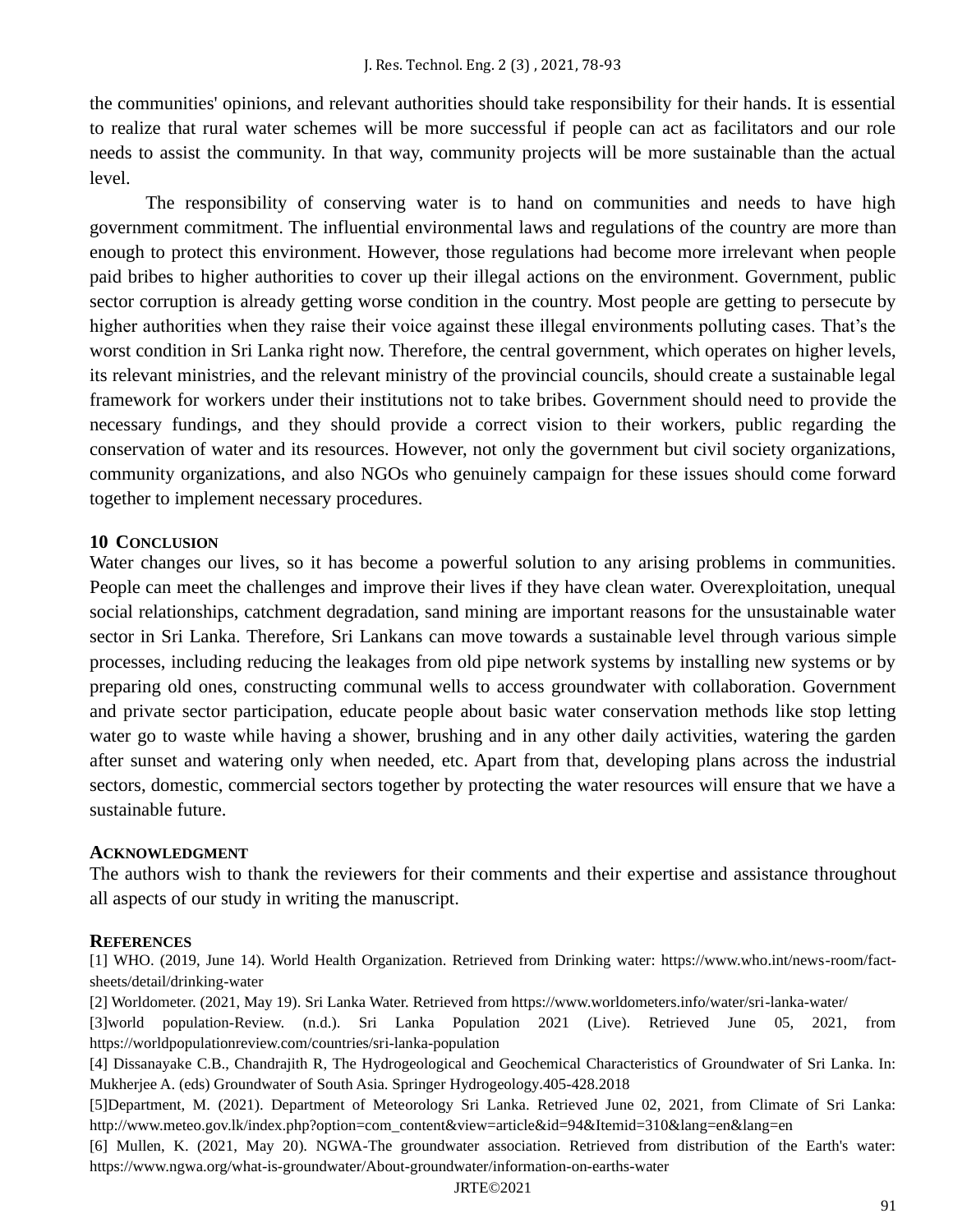the communities' opinions, and relevant authorities should take responsibility for their hands. It is essential to realize that rural water schemes will be more successful if people can act as facilitators and our role needs to assist the community. In that way, community projects will be more sustainable than the actual level.

The responsibility of conserving water is to hand on communities and needs to have high government commitment. The influential environmental laws and regulations of the country are more than enough to protect this environment. However, those regulations had become more irrelevant when people paid bribes to higher authorities to cover up their illegal actions on the environment. Government, public sector corruption is already getting worse condition in the country. Most people are getting to persecute by higher authorities when they raise their voice against these illegal environments polluting cases. That's the worst condition in Sri Lanka right now. Therefore, the central government, which operates on higher levels, its relevant ministries, and the relevant ministry of the provincial councils, should create a sustainable legal framework for workers under their institutions not to take bribes. Government should need to provide the necessary fundings, and they should provide a correct vision to their workers, public regarding the conservation of water and its resources. However, not only the government but civil society organizations, community organizations, and also NGOs who genuinely campaign for these issues should come forward together to implement necessary procedures.

## 10 Conclusion

Water changes our lives, so it has become a powerful solution to any arising problems in communities. People can meet the challenges and improve their lives if they have clean water. Overexploitation, unequal social relationships, catchment degradation, sand mining are important reasons for the unsustainable water sector in Sri Lanka. Therefore, Sri Lankans can move towards a sustainable level through various simple processes, including reducing the leakages from old pipe network systems by installing new systems or by preparing old ones, constructing communal wells to access groundwater with collaboration. Government and private sector participation, educate people about basic water conservation methods like stop letting water go to waste while having a shower, brushing and in any other daily activities, watering the garden after sunset and watering only when needed, etc. Apart from that, developing plans across the industrial sectors, domestic, commercial sectors together by protecting the water resources will ensure that we have a sustainable future.

## Acknowledgment

The authors wish to thank the reviewers for their comments and their expertise and assistance throughout all aspects of our study in writing the manuscript.

## References

[1] WHO. (2019, June 14). World Health Organization. Retrieved from Drinking water: https://www.who.int/news-room/fact-sheets/detail/drinking-water

[2] Worldometer. (2021, May 19). Sri Lanka Water. Retrieved from https://www.worldometers.info/water/sri-lanka-water/

[3]world population-Review. (n.d.). Sri Lanka Population 2021 (Live). Retrieved June 05, 2021, from https://worldpopulationreview.com/countries/sri-lanka-population

[4] Dissanayake C.B., Chandrajith R, The Hydrogeological and Geochemical Characteristics of Groundwater of Sri Lanka. In: Mukherjee A. (eds) Groundwater of South Asia. Springer Hydrogeology.405-428.2018

[5]Department, M. (2021). Department of Meteorology Sri Lanka. Retrieved June 02, 2021, from Climate of Sri Lanka: http://www.meteo.gov.lk/index.php?option=com_content&view=article&id=94&Itemid=310&lang=en&lang=en

[6] Mullen, K. (2021, May 20). NGWA-The groundwater association. Retrieved from distribution of the Earth's water: https://www.ngwa.org/what-is-groundwater/About-groundwater/information-on-earths-water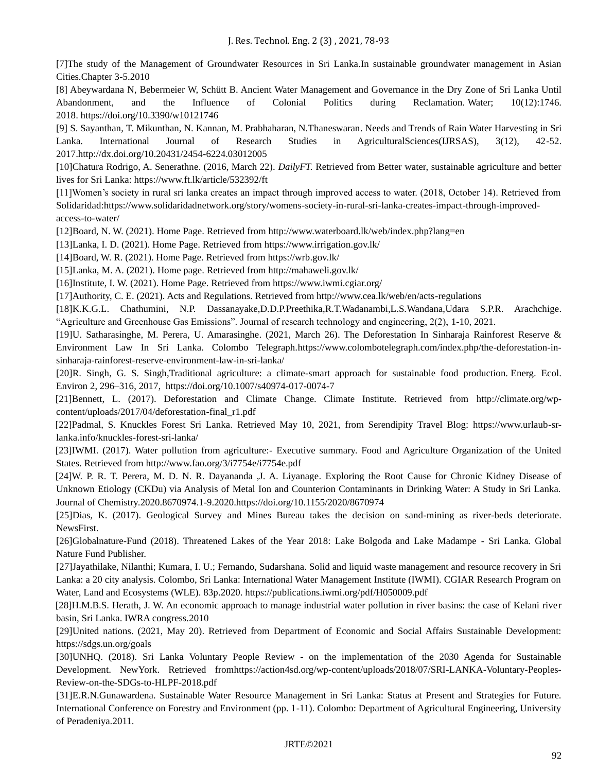[7]The study of the Management of Groundwater Resources in Sri Lanka.In sustainable groundwater management in Asian Cities.Chapter 3-5.2010

[8] Abeywardana N, Bebermeier W, Schütt B. Ancient Water Management and Governance in the Dry Zone of Sri Lanka Until Abandonment, and the Influence of Colonial Politics during Reclamation. Water; 10(12):1746. 2018. https://doi.org/10.3390/w10121746

[9] S. Sayanthan, T. Mikunthan, N. Kannan, M. Prabhaharan, N.Thaneswaran. Needs and Trends of Rain Water Harvesting in Sri Lanka. International Journal of Research Studies in AgriculturalSciences(IJRSAS), 3(12), 42-52. 2017.http://dx.doi.org/10.20431/2454-6224.03012005

[10]Chatura Rodrigo, A. Senerathne. (2016, March 22). *DailyFT.* Retrieved from Better water, sustainable agriculture and better lives for Sri Lanka: https://www.ft.lk/article/532392/ft

[11]Women's society in rural sri lanka creates an impact through improved access to water. (2018, October 14). Retrieved from Solidaridad:https://www.solidaridadnetwork.org/story/womens-society-in-rural-sri-lanka-creates-impact-through-improved-access-to-water/

[12]Board, N. W. (2021). Home Page. Retrieved from http://www.waterboard.lk/web/index.php?lang=en

[13]Lanka, I. D. (2021). Home Page. Retrieved from https://www.irrigation.gov.lk/

[14]Board, W. R. (2021). Home Page. Retrieved from https://wrb.gov.lk/

[15]Lanka, M. A. (2021). Home page. Retrieved from http://mahaweli.gov.lk/

[16]Institute, I. W. (2021). Home Page. Retrieved from https://www.iwmi.cgiar.org/

[17]Authority, C. E. (2021). Acts and Regulations. Retrieved from http://www.cea.lk/web/en/acts-regulations

[18]K.K.G.L. Chathumini, N.P. Dassanayake,D.D.P.Preethika,R.T.Wadanambi,L.S.Wandana,Udara S.P.R. Arachchige. "Agriculture and Greenhouse Gas Emissions". Journal of research technology and engineering, 2(2), 1-10, 2021.

[19]U. Satharasinghe, M. Perera, U. Amarasinghe. (2021, March 26). The Deforestation In Sinharaja Rainforest Reserve & Environment Law In Sri Lanka. Colombo Telegraph.https://www.colombotelegraph.com/index.php/the-deforestation-in-sinharaja-rainforest-reserve-environment-law-in-sri-lanka/

[20]R. Singh, G. S. Singh,Traditional agriculture: a climate-smart approach for sustainable food production. Energ. Ecol. Environ 2, 296–316, 2017, https://doi.org/10.1007/s40974-017-0074-7

[21]Bennett, L. (2017). Deforestation and Climate Change. Climate Institute. Retrieved from http://climate.org/wp-content/uploads/2017/04/deforestation-final_r1.pdf

[22]Padmal, S. Knuckles Forest Sri Lanka. Retrieved May 10, 2021, from Serendipity Travel Blog: https://www.urlaub-sr-lanka.info/knuckles-forest-sri-lanka/

[23]IWMI. (2017). Water pollution from agriculture:- Executive summary. Food and Agriculture Organization of the United States. Retrieved from http://www.fao.org/3/i7754e/i7754e.pdf

[24]W. P. R. T. Perera, M. D. N. R. Dayananda ,J. A. Liyanage. Exploring the Root Cause for Chronic Kidney Disease of Unknown Etiology (CKDu) via Analysis of Metal Ion and Counterion Contaminants in Drinking Water: A Study in Sri Lanka. Journal of Chemistry.2020.8670974.1-9.2020.https://doi.org/10.1155/2020/8670974

[25]Dias, K. (2017). Geological Survey and Mines Bureau takes the decision on sand-mining as river-beds deteriorate. NewsFirst.

[26]Globalnature-Fund (2018). Threatened Lakes of the Year 2018: Lake Bolgoda and Lake Madampe - Sri Lanka. Global Nature Fund Publisher.

[27]Jayathilake, Nilanthi; Kumara, I. U.; Fernando, Sudarshana. Solid and liquid waste management and resource recovery in Sri Lanka: a 20 city analysis. Colombo, Sri Lanka: International Water Management Institute (IWMI). CGIAR Research Program on Water, Land and Ecosystems (WLE). 83p.2020. https://publications.iwmi.org/pdf/H050009.pdf

[28]H.M.B.S. Herath, J. W. An economic approach to manage industrial water pollution in river basins: the case of Kelani river basin, Sri Lanka. IWRA congress.2010

[29]United nations. (2021, May 20). Retrieved from Department of Economic and Social Affairs Sustainable Development: https://sdgs.un.org/goals

[30]UNHQ. (2018). Sri Lanka Voluntary People Review - on the implementation of the 2030 Agenda for Sustainable Development. NewYork. Retrieved fromhttps://action4sd.org/wp-content/uploads/2018/07/SRI-LANKA-Voluntary-Peoples-Review-on-the-SDGs-to-HLPF-2018.pdf

[31]E.R.N.Gunawardena. Sustainable Water Resource Management in Sri Lanka: Status at Present and Strategies for Future. International Conference on Forestry and Environment (pp. 1-11). Colombo: Department of Agricultural Engineering, University of Peradeniya.2011.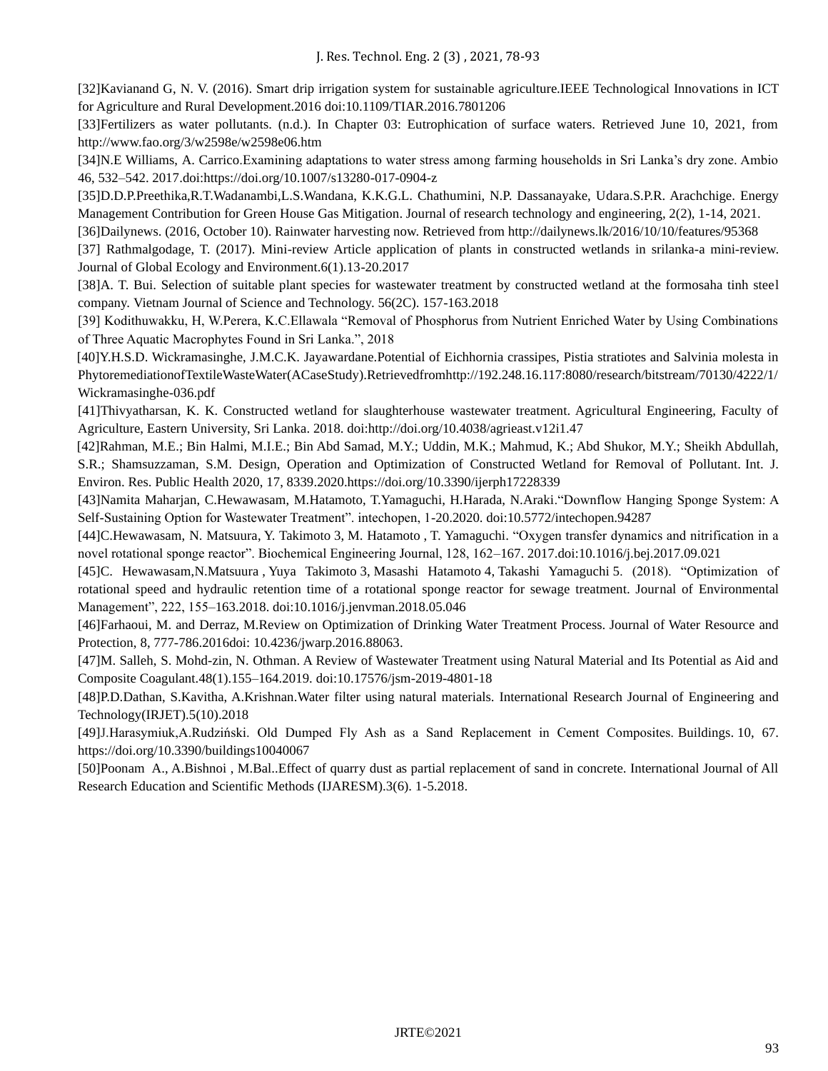[32]Kavianand G, N. V. (2016). Smart drip irrigation system for sustainable agriculture.IEEE Technological Innovations in ICT for Agriculture and Rural Development.2016 doi:10.1109/TIAR.2016.7801206

[33]Fertilizers as water pollutants. (n.d.). In Chapter 03: Eutrophication of surface waters. Retrieved June 10, 2021, from http://www.fao.org/3/w2598e/w2598e06.htm

[34]N.E Williams, A. Carrico.Examining adaptations to water stress among farming households in Sri Lanka's dry zone. Ambio 46, 532–542. 2017.doi:https://doi.org/10.1007/s13280-017-0904-z

[35]D.D.P.Preethika,R.T.Wadanambi,L.S.Wandana, K.K.G.L. Chathumini, N.P. Dassanayake, Udara.S.P.R. Arachchige. Energy Management Contribution for Green House Gas Mitigation. Journal of research technology and engineering, 2(2), 1-14, 2021.

[36]Dailynews. (2016, October 10). Rainwater harvesting now. Retrieved from http://dailynews.lk/2016/10/10/features/95368

[37] Rathmalgodage, T. (2017). Mini-review Article application of plants in constructed wetlands in srilanka-a mini-review. Journal of Global Ecology and Environment.6(1).13-20.2017

[38]A. T. Bui. Selection of suitable plant species for wastewater treatment by constructed wetland at the formosaha tinh steel company. Vietnam Journal of Science and Technology. 56(2C). 157-163.2018

[39] Kodithuwakku, H, W.Perera, K.C.Ellawala "Removal of Phosphorus from Nutrient Enriched Water by Using Combinations of Three Aquatic Macrophytes Found in Sri Lanka.", 2018

[40]Y.H.S.D. Wickramasinghe, J.M.C.K. Jayawardane.Potential of Eichhornia crassipes, Pistia stratiotes and Salvinia molesta in PhytoremediationofTextileWasteWater(ACaseStudy).Retrievedfromhttp://192.248.16.117:8080/research/bitstream/70130/4222/1/Wickramasinghe-036.pdf

[41]Thivyatharsan, K. K. Constructed wetland for slaughterhouse wastewater treatment. Agricultural Engineering, Faculty of Agriculture, Eastern University, Sri Lanka. 2018. doi:http://doi.org/10.4038/agrieast.v12i1.47

[42]Rahman, M.E.; Bin Halmi, M.I.E.; Bin Abd Samad, M.Y.; Uddin, M.K.; Mahmud, K.; Abd Shukor, M.Y.; Sheikh Abdullah, S.R.; Shamsuzzaman, S.M. Design, Operation and Optimization of Constructed Wetland for Removal of Pollutant. Int. J. Environ. Res. Public Health 2020, 17, 8339.2020.https://doi.org/10.3390/ijerph17228339

[43]Namita Maharjan, C.Hewawasam, M.Hatamoto, T.Yamaguchi, H.Harada, N.Araki."Downflow Hanging Sponge System: A Self-Sustaining Option for Wastewater Treatment". intechopen, 1-20.2020. doi:10.5772/intechopen.94287

[44]C.Hewawasam, N. Matsuura, Y. Takimoto 3, M. Hatamoto , T. Yamaguchi. "Oxygen transfer dynamics and nitrification in a novel rotational sponge reactor". Biochemical Engineering Journal, 128, 162–167. 2017.doi:10.1016/j.bej.2017.09.021

[45]C. Hewawasam,N.Matsuura , Yuya Takimoto 3, Masashi Hatamoto 4, Takashi Yamaguchi 5. (2018). "Optimization of rotational speed and hydraulic retention time of a rotational sponge reactor for sewage treatment. Journal of Environmental Management", 222, 155–163.2018. doi:10.1016/j.jenvman.2018.05.046

[46]Farhaoui, M. and Derraz, M.Review on Optimization of Drinking Water Treatment Process. Journal of Water Resource and Protection, 8, 777-786.2016doi: 10.4236/jwarp.2016.88063.

[47]M. Salleh, S. Mohd-zin, N. Othman. A Review of Wastewater Treatment using Natural Material and Its Potential as Aid and Composite Coagulant.48(1).155–164.2019. doi:10.17576/jsm-2019-4801-18

[48]P.D.Dathan, S.Kavitha, A.Krishnan.Water filter using natural materials. International Research Journal of Engineering and Technology(IRJET).5(10).2018

[49]J.Harasymiuk,A.Rudziński. Old Dumped Fly Ash as a Sand Replacement in Cement Composites. Buildings. 10, 67. https://doi.org/10.3390/buildings10040067

[50]Poonam A., A.Bishnoi , M.Bal..Effect of quarry dust as partial replacement of sand in concrete. International Journal of All Research Education and Scientific Methods (IJARESM).3(6). 1-5.2018.